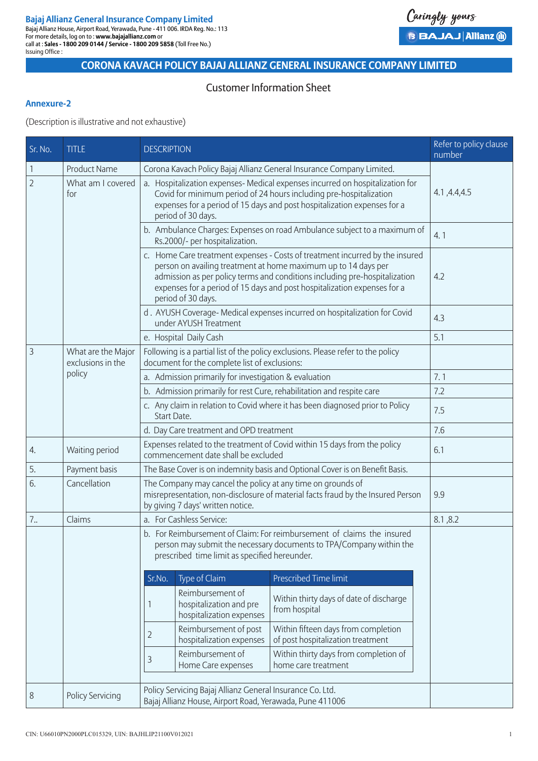**Bajaj Allianz General Insurance Company Limited**
Bajaj Allianz House, Airport Road, Yerawada, Pune - 411 006. IRDA Reg. No.: 113
For more details, log on to : **www.bajajallianz.com** or
call at : **Sales - 1800 209 0144 / Service - 1800 209 5858** (Toll Free No.)
Issuing Office :

Caringly yours
BAJAJ | Allianz

# CORONA KAVACH POLICY BAJAJ ALLIANZ GENERAL INSURANCE COMPANY LIMITED

## Customer Information Sheet

**Annexure-2**

(Description is illustrative and not exhaustive)

| Sr. No. | TITLE | DESCRIPTION | Refer to policy clause number |
|---|---|---|---|
| 1 | Product Name | Corona Kavach Policy Bajaj Allianz General Insurance Company Limited. | |
| 2 | What am I covered for | a. Hospitalization expenses- Medical expenses incurred on hospitalization for Covid for minimum period of 24 hours including pre-hospitalization expenses for a period of 15 days and post hospitalization expenses for a period of 30 days. | 4.1 ,4.4,4.5 |
| | | b. Ambulance Charges: Expenses on road Ambulance subject to a maximum of Rs.2000/- per hospitalization. | 4. 1 |
| | | c. Home Care treatment expenses - Costs of treatment incurred by the insured person on availing treatment at home maximum up to 14 days per admission as per policy terms and conditions including pre-hospitalization expenses for a period of 15 days and post hospitalization expenses for a period of 30 days. | 4.2 |
| | | d . AYUSH Coverage- Medical expenses incurred on hospitalization for Covid under AYUSH Treatment | 4.3 |
| | | e. Hospital Daily Cash | 5.1 |
| 3 | What are the Major exclusions in the policy | Following is a partial list of the policy exclusions. Please refer to the policy document for the complete list of exclusions: | |
| | | a. Admission primarily for investigation & evaluation | 7. 1 |
| | | b. Admission primarily for rest Cure, rehabilitation and respite care | 7.2 |
| | | c. Any claim in relation to Covid where it has been diagnosed prior to Policy Start Date. | 7.5 |
| | | d. Day Care treatment and OPD treatment | 7.6 |
| 4. | Waiting period | Expenses related to the treatment of Covid within 15 days from the policy commencement date shall be excluded | 6.1 |
| 5. | Payment basis | The Base Cover is on indemnity basis and Optional Cover is on Benefit Basis. | |
| 6. | Cancellation | The Company may cancel the policy at any time on grounds of misrepresentation, non-disclosure of material facts fraud by the Insured Person by giving 7 days' written notice. | 9.9 |
| 7.. | Claims | a. For Cashless Service: | 8.1 ,8.2 |
| | | b. For Reimbursement of Claim: For reimbursement of claims the insured person may submit the necessary documents to TPA/Company within the prescribed time limit as specified hereunder.<br><br>Sr.No. 1 – Reimbursement of hospitalization and pre hospitalization expenses – Within thirty days of date of discharge from hospital<br>Sr.No. 2 – Reimbursement of post hospitalization expenses – Within fifteen days from completion of post hospitalization treatment<br>Sr.No. 3 – Reimbursement of Home Care expenses – Within thirty days from completion of home care treatment | |
| 8 | Policy Servicing | Policy Servicing Bajaj Allianz General Insurance Co. Ltd.<br>Bajaj Allianz House, Airport Road, Yerawada, Pune 411006 | |

| Sr.No. | Type of Claim | Prescribed Time limit |
|---|---|---|
| 1 | Reimbursement of hospitalization and pre hospitalization expenses | Within thirty days of date of discharge from hospital |
| 2 | Reimbursement of post hospitalization expenses | Within fifteen days from completion of post hospitalization treatment |
| 3 | Reimbursement of Home Care expenses | Within thirty days from completion of home care treatment |

CIN: U66010PN2000PLC015329, UIN: BAJHLIP21100V012021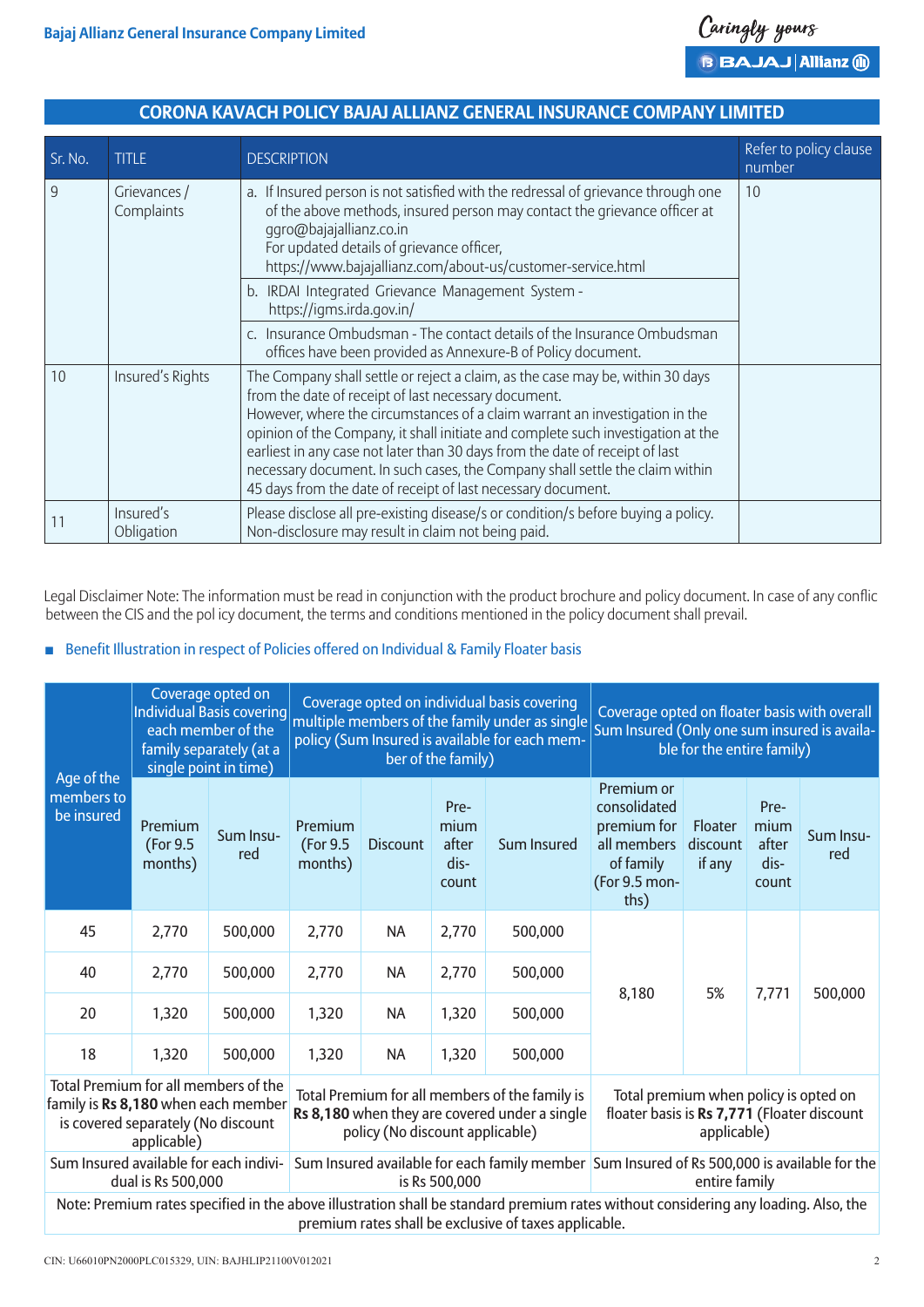## CORONA KAVACH POLICY BAJAJ ALLIANZ GENERAL INSURANCE COMPANY LIMITED

| Sr. No. | TITLE | DESCRIPTION | Refer to policy clause number |
|---|---|---|---|
| 9 | Grievances / Complaints | a. If Insured person is not satisfied with the redressal of grievance through one of the above methods, insured person may contact the grievance officer at ggro@bajajallianz.co.in<br>For updated details of grievance officer, https://www.bajajallianz.com/about-us/customer-service.html | 10 |
| | | b. IRDAI Integrated Grievance Management System - https://igms.irda.gov.in/ | |
| | | c. Insurance Ombudsman - The contact details of the Insurance Ombudsman offices have been provided as Annexure-B of Policy document. | |
| 10 | Insured's Rights | The Company shall settle or reject a claim, as the case may be, within 30 days from the date of receipt of last necessary document.<br>However, where the circumstances of a claim warrant an investigation in the opinion of the Company, it shall initiate and complete such investigation at the earliest in any case not later than 30 days from the date of receipt of last necessary document. In such cases, the Company shall settle the claim within 45 days from the date of receipt of last necessary document. | |
| 11 | Insured's Obligation | Please disclose all pre-existing disease/s or condition/s before buying a policy. Non-disclosure may result in claim not being paid. | |

Legal Disclaimer Note: The information must be read in conjunction with the product brochure and policy document. In case of any conflic between the CIS and the pol icy document, the terms and conditions mentioned in the policy document shall prevail.

- Benefit Illustration in respect of Policies offered on Individual & Family Floater basis

| Age of the members to be insured | Coverage opted on Individual Basis covering each member of the family separately (at a single point in time) | | Coverage opted on individual basis covering multiple members of the family under as single policy (Sum Insured is available for each member of the family) | | | | Coverage opted on floater basis with overall Sum Insured (Only one sum insured is available for the entire family) | | | |
|---|---|---|---|---|---|---|---|---|---|---|
| | Premium (For 9.5 months) | Sum Insured | Premium (For 9.5 months) | Discount | Premium after discount | Sum Insured | Premium or consolidated premium for all members of family (For 9.5 months) | Floater discount if any | Premium after discount | Sum Insured |
| 45 | 2,770 | 500,000 | 2,770 | NA | 2,770 | 500,000 | 8,180 | 5% | 7,771 | 500,000 |
| 40 | 2,770 | 500,000 | 2,770 | NA | 2,770 | 500,000 | | | | |
| 20 | 1,320 | 500,000 | 1,320 | NA | 1,320 | 500,000 | | | | |
| 18 | 1,320 | 500,000 | 1,320 | NA | 1,320 | 500,000 | | | | |
| Total Premium for all members of the family is **Rs 8,180** when each member is covered separately (No discount applicable) | | | Total Premium for all members of the family is **Rs 8,180** when they are covered under a single policy (No discount applicable) | | | | Total premium when policy is opted on floater basis is **Rs 7,771** (Floater discount applicable) | | | |
| Sum Insured available for each individual is Rs 500,000 | | | Sum Insured available for each family member is Rs 500,000 | | | | Sum Insured of Rs 500,000 is available for the entire family | | | |
| Note: Premium rates specified in the above illustration shall be standard premium rates without considering any loading. Also, the premium rates shall be exclusive of taxes applicable. | | | | | | | | | | |

CIN: U66010PN2000PLC015329, UIN: BAJHLIP21100V012021